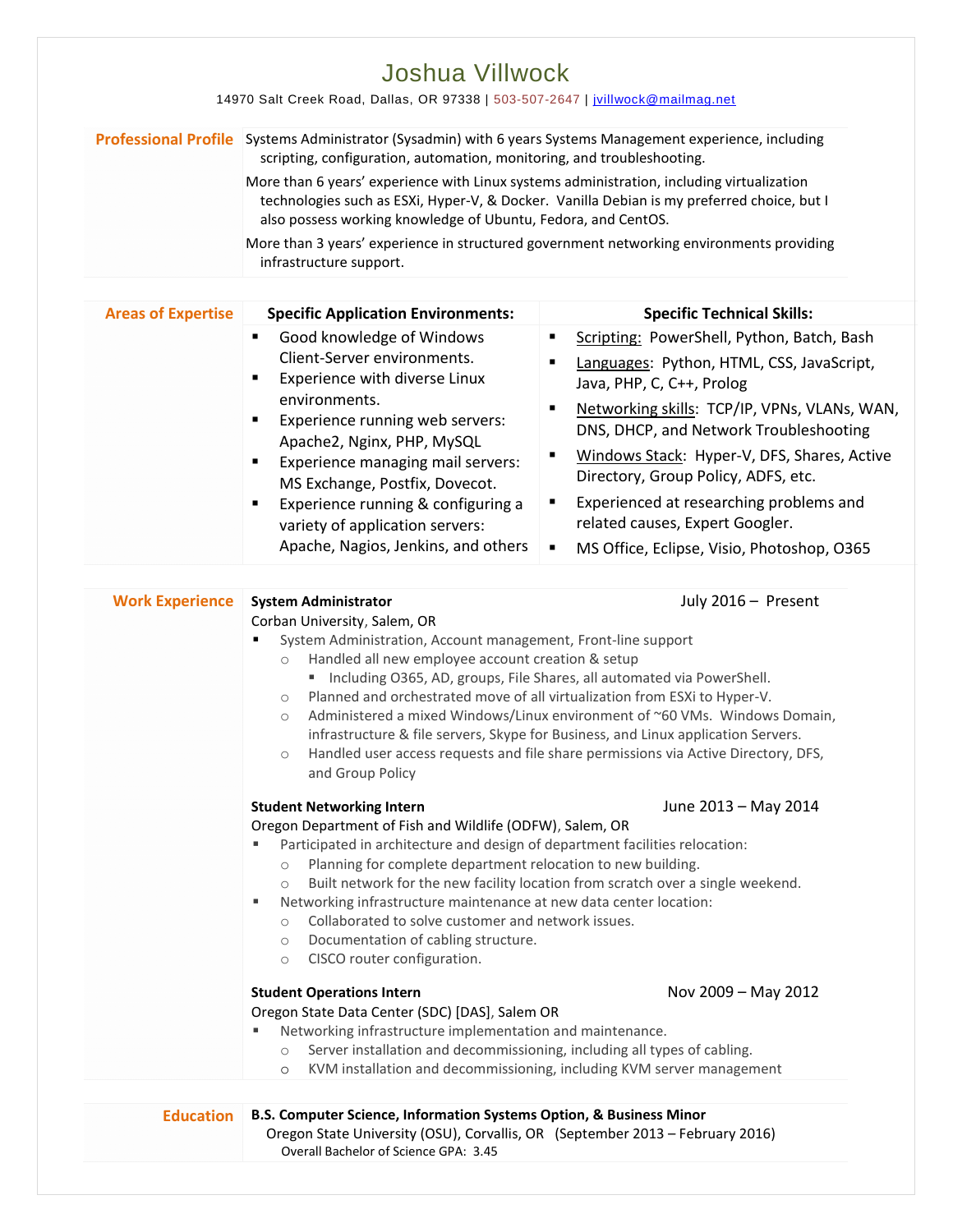# Joshua Villwock

14970 Salt Creek Road, Dallas, OR 97338 | 503-507-2647 | jvillwock@mailmag.net

## Professional Profile

Systems Administrator (Sysadmin) with 6 years Systems Management experience, including scripting, configuration, automation, monitoring, and troubleshooting.

More than 6 years' experience with Linux systems administration, including virtualization technologies such as ESXi, Hyper-V, & Docker. Vanilla Debian is my preferred choice, but I also possess working knowledge of Ubuntu, Fedora, and CentOS.

More than 3 years' experience in structured government networking environments providing infrastructure support.

## Areas of Expertise

### Specific Application Environments:

- Good knowledge of Windows Client-Server environments.
- Experience with diverse Linux environments.
- Experience running web servers: Apache2, Nginx, PHP, MySQL
- Experience managing mail servers: MS Exchange, Postfix, Dovecot.
- Experience running & configuring a variety of application servers: Apache, Nagios, Jenkins, and others

### Specific Technical Skills:

- Scripting: PowerShell, Python, Batch, Bash
- Languages: Python, HTML, CSS, JavaScript, Java, PHP, C, C++, Prolog
- Networking skills: TCP/IP, VPNs, VLANs, WAN, DNS, DHCP, and Network Troubleshooting
- Windows Stack: Hyper-V, DFS, Shares, Active Directory, Group Policy, ADFS, etc.
- Experienced at researching problems and related causes, Expert Googler.
- MS Office, Eclipse, Visio, Photoshop, O365

## Work Experience

**System Administrator** — July 2016 – Present
Corban University, Salem, OR

- System Administration, Account management, Front-line support
  - Handled all new employee account creation & setup
    - Including O365, AD, groups, File Shares, all automated via PowerShell.
  - Planned and orchestrated move of all virtualization from ESXi to Hyper-V.
  - Administered a mixed Windows/Linux environment of ~60 VMs. Windows Domain, infrastructure & file servers, Skype for Business, and Linux application Servers.
  - Handled user access requests and file share permissions via Active Directory, DFS, and Group Policy

**Student Networking Intern** — June 2013 – May 2014
Oregon Department of Fish and Wildlife (ODFW), Salem, OR

- Participated in architecture and design of department facilities relocation:
  - Planning for complete department relocation to new building.
  - Built network for the new facility location from scratch over a single weekend.
- Networking infrastructure maintenance at new data center location:
  - Collaborated to solve customer and network issues.
  - Documentation of cabling structure.
  - CISCO router configuration.

**Student Operations Intern** — Nov 2009 – May 2012
Oregon State Data Center (SDC) [DAS], Salem OR

- Networking infrastructure implementation and maintenance.
  - Server installation and decommissioning, including all types of cabling.
  - KVM installation and decommissioning, including KVM server management

## Education

**B.S. Computer Science, Information Systems Option, & Business Minor**
Oregon State University (OSU), Corvallis, OR (September 2013 – February 2016)
Overall Bachelor of Science GPA: 3.45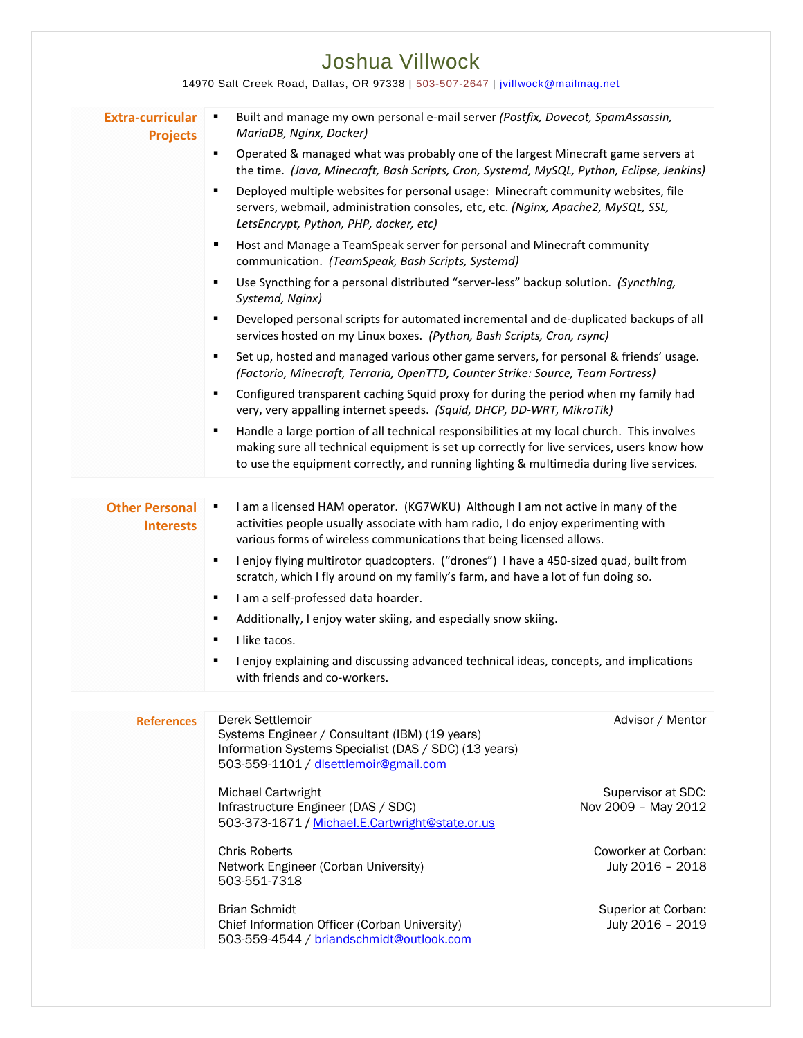# Joshua Villwock

14970 Salt Creek Road, Dallas, OR 97338 | 503-507-2647 | jvillwock@mailmag.net

## Extra-curricular Projects

- Built and manage my own personal e-mail server *(Postfix, Dovecot, SpamAssassin, MariaDB, Nginx, Docker)*
- Operated & managed what was probably one of the largest Minecraft game servers at the time. *(Java, Minecraft, Bash Scripts, Cron, Systemd, MySQL, Python, Eclipse, Jenkins)*
- Deployed multiple websites for personal usage: Minecraft community websites, file servers, webmail, administration consoles, etc, etc. *(Nginx, Apache2, MySQL, SSL, LetsEncrypt, Python, PHP, docker, etc)*
- Host and Manage a TeamSpeak server for personal and Minecraft community communication. *(TeamSpeak, Bash Scripts, Systemd)*
- Use Syncthing for a personal distributed "server-less" backup solution. *(Syncthing, Systemd, Nginx)*
- Developed personal scripts for automated incremental and de-duplicated backups of all services hosted on my Linux boxes. *(Python, Bash Scripts, Cron, rsync)*
- Set up, hosted and managed various other game servers, for personal & friends' usage. *(Factorio, Minecraft, Terraria, OpenTTD, Counter Strike: Source, Team Fortress)*
- Configured transparent caching Squid proxy for during the period when my family had very, very appalling internet speeds. *(Squid, DHCP, DD-WRT, MikroTik)*
- Handle a large portion of all technical responsibilities at my local church. This involves making sure all technical equipment is set up correctly for live services, users know how to use the equipment correctly, and running lighting & multimedia during live services.

## Other Personal Interests

- I am a licensed HAM operator. (KG7WKU) Although I am not active in many of the activities people usually associate with ham radio, I do enjoy experimenting with various forms of wireless communications that being licensed allows.
- I enjoy flying multirotor quadcopters. ("drones") I have a 450-sized quad, built from scratch, which I fly around on my family's farm, and have a lot of fun doing so.
- I am a self-professed data hoarder.
- Additionally, I enjoy water skiing, and especially snow skiing.
- I like tacos.
- I enjoy explaining and discussing advanced technical ideas, concepts, and implications with friends and co-workers.

## References

**Derek Settlemoir** — Advisor / Mentor
Systems Engineer / Consultant (IBM) (19 years)
Information Systems Specialist (DAS / SDC) (13 years)
503-559-1101 / dlsettlemoir@gmail.com

**Michael Cartwright** — Supervisor at SDC: Nov 2009 – May 2012
Infrastructure Engineer (DAS / SDC)
503-373-1671 / Michael.E.Cartwright@state.or.us

**Chris Roberts** — Coworker at Corban: July 2016 – 2018
Network Engineer (Corban University)
503-551-7318

**Brian Schmidt** — Superior at Corban: July 2016 – 2019
Chief Information Officer (Corban University)
503-559-4544 / briandschmidt@outlook.com